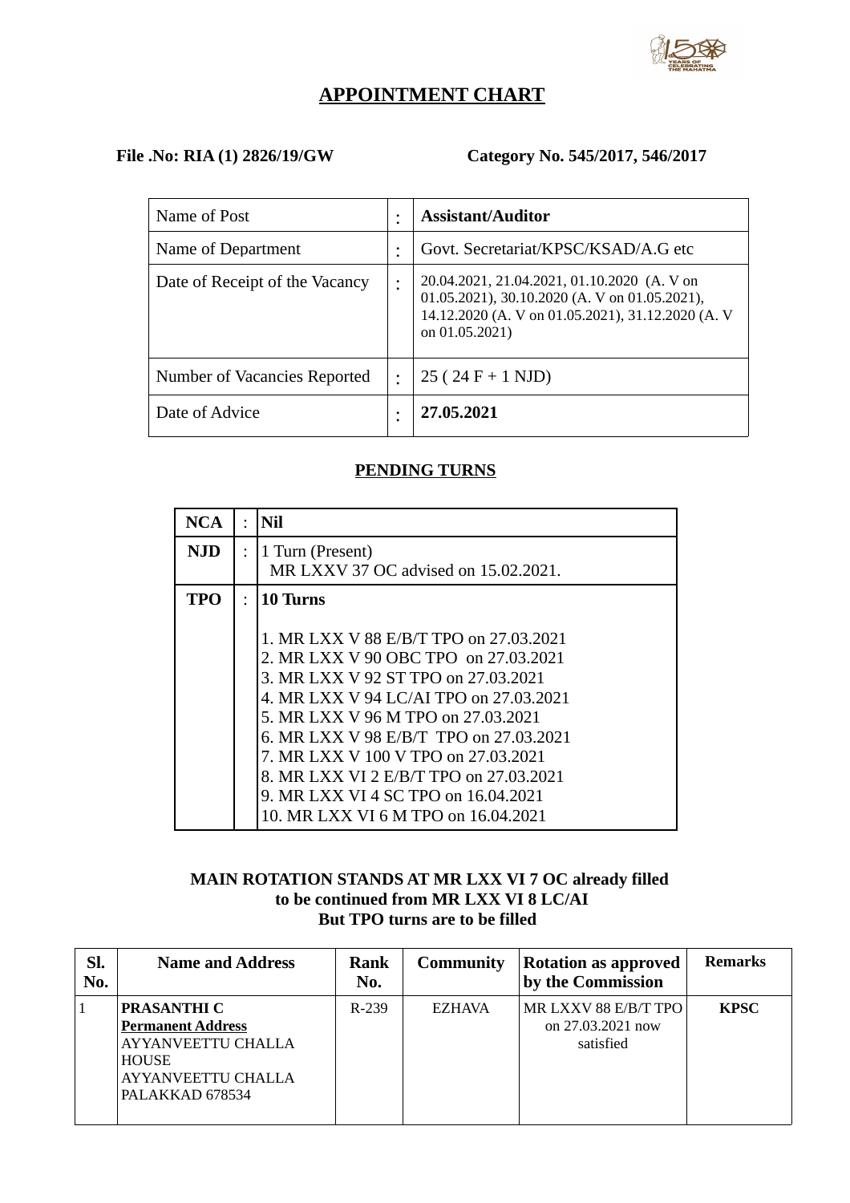# APPOINTMENT CHART

**File .No: RIA (1) 2826/19/GW** **Category No. 545/2017, 546/2017**

| Name of Post | : | **Assistant/Auditor** |
|---|---|---|
| Name of Department | : | Govt. Secretariat/KPSC/KSAD/A.G etc |
| Date of Receipt of the Vacancy | : | 20.04.2021, 21.04.2021, 01.10.2020 (A. V on 01.05.2021), 30.10.2020 (A. V on 01.05.2021), 14.12.2020 (A. V on 01.05.2021), 31.12.2020 (A. V on 01.05.2021) |
| Number of Vacancies Reported | : | 25 ( 24 F + 1 NJD) |
| Date of Advice | : | **27.05.2021** |

## PENDING TURNS

| **NCA** | : | **Nil** |
|---|---|---|
| **NJD** | : | 1 Turn (Present)<br>MR LXXV 37 OC advised on 15.02.2021. |
| **TPO** | : | **10 Turns**<br><br>1. MR LXX V 88 E/B/T TPO on 27.03.2021<br>2. MR LXX V 90 OBC TPO on 27.03.2021<br>3. MR LXX V 92 ST TPO on 27.03.2021<br>4. MR LXX V 94 LC/AI TPO on 27.03.2021<br>5. MR LXX V 96 M TPO on 27.03.2021<br>6. MR LXX V 98 E/B/T TPO on 27.03.2021<br>7. MR LXX V 100 V TPO on 27.03.2021<br>8. MR LXX VI 2 E/B/T TPO on 27.03.2021<br>9. MR LXX VI 4 SC TPO on 16.04.2021<br>10. MR LXX VI 6 M TPO on 16.04.2021 |

**MAIN ROTATION STANDS AT MR LXX VI 7 OC already filled to be continued from MR LXX VI 8 LC/AI But TPO turns are to be filled**

| Sl. No. | Name and Address | Rank No. | Community | Rotation as approved by the Commission | Remarks |
|---|---|---|---|---|---|
| 1 | **PRASANTHI C**<br>**Permanent Address**<br>AYYANVEETTU CHALLA HOUSE<br>AYYANVEETTU CHALLA<br>PALAKKAD 678534 | R-239 | EZHAVA | MR LXXV 88 E/B/T TPO on 27.03.2021 now satisfied | **KPSC** |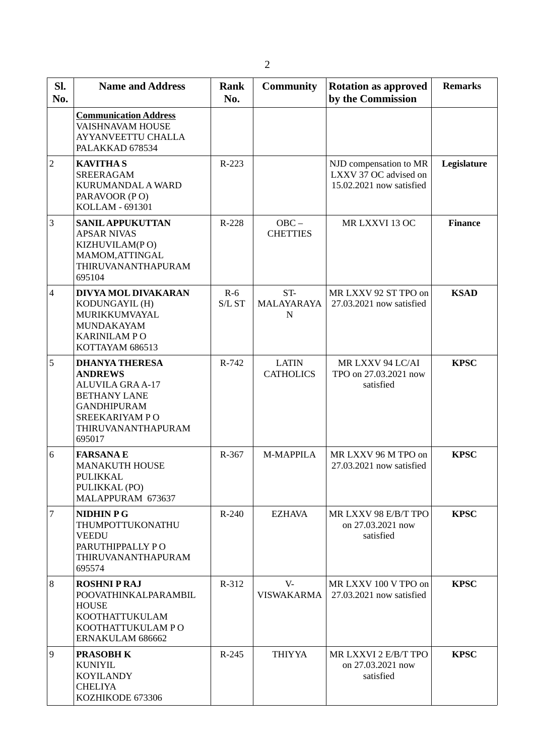| Sl. No. | Name and Address | Rank No. | Community | Rotation as approved by the Commission | Remarks |
|---|---|---|---|---|---|
| | **Communication Address** VAISHNAVAM HOUSE AYYANVEETTU CHALLA PALAKKAD 678534 | | | | |
| 2 | **KAVITHA S** SREERAGAM KURUMANDAL A WARD PARAVOOR (P O) KOLLAM - 691301 | R-223 | | NJD compensation to MR LXXV 37 OC advised on 15.02.2021 now satisfied | **Legislature** |
| 3 | **SANIL APPUKUTTAN** APSAR NIVAS KIZHUVILAM(P O) MAMOM,ATTINGAL THIRUVANANTHAPURAM 695104 | R-228 | OBC – CHETTIES | MR LXXVI 13 OC | **Finance** |
| 4 | **DIVYA MOL DIVAKARAN** KODUNGAYIL (H) MURIKKUMVAYAL MUNDAKAYAM KARINILAM P O KOTTAYAM 686513 | R-6 S/L ST | ST-MALAYARAYAN | MR LXXV 92 ST TPO on 27.03.2021 now satisfied | **KSAD** |
| 5 | **DHANYA THERESA ANDREWS** ALUVILA GRA A-17 BETHANY LANE GANDHIPURAM SREEKARIYAM P O THIRUVANANTHAPURAM 695017 | R-742 | LATIN CATHOLICS | MR LXXV 94 LC/AI TPO on 27.03.2021 now satisfied | **KPSC** |
| 6 | **FARSANA E** MANAKUTH HOUSE PULIKKAL PULIKKAL (PO) MALAPPURAM 673637 | R-367 | M-MAPPILA | MR LXXV 96 M TPO on 27.03.2021 now satisfied | **KPSC** |
| 7 | **NIDHIN P G** THUMPOTTUKONATHU VEEDU PARUTHIPPALLY P O THIRUVANANTHAPURAM 695574 | R-240 | EZHAVA | MR LXXV 98 E/B/T TPO on 27.03.2021 now satisfied | **KPSC** |
| 8 | **ROSHNI P RAJ** POOVATHINKALPARAMBIL HOUSE KOOTHATTUKULAM KOOTHATTUKULAM P O ERNAKULAM 686662 | R-312 | V-VISWAKARMA | MR LXXV 100 V TPO on 27.03.2021 now satisfied | **KPSC** |
| 9 | **PRASOBH K** KUNIYIL KOYILANDY CHELIYA KOZHIKODE 673306 | R-245 | THIYYA | MR LXXVI 2 E/B/T TPO on 27.03.2021 now satisfied | **KPSC** |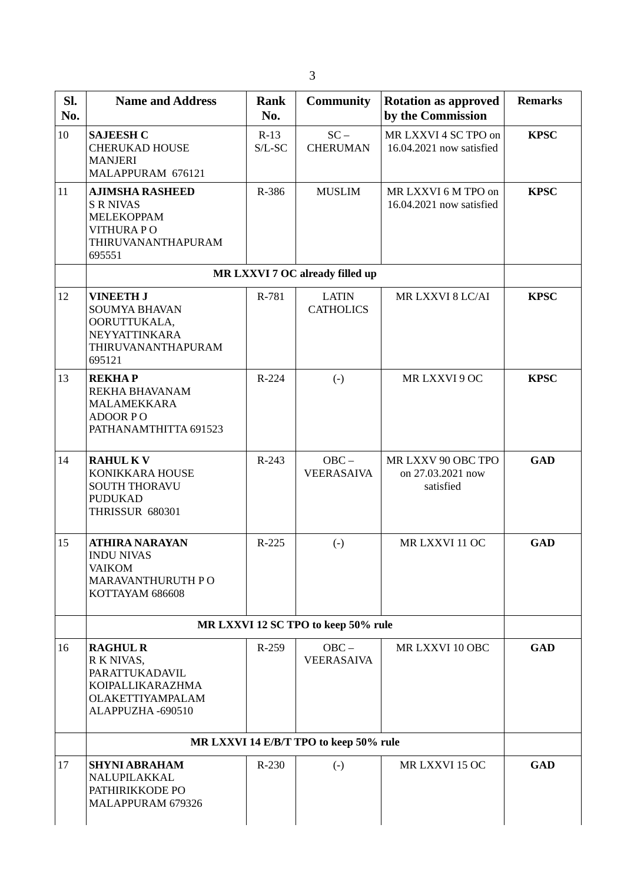| Sl. No. | Name and Address | Rank No. | Community | Rotation as approved by the Commission | Remarks |
|---|---|---|---|---|---|
| 10 | **SAJEESH C** CHERUKAD HOUSE MANJERI MALAPPURAM 676121 | R-13 S/L-SC | SC – CHERUMAN | MR LXXVI 4 SC TPO on 16.04.2021 now satisfied | **KPSC** |
| 11 | **AJIMSHA RASHEED** S R NIVAS MELEKOPPAM VITHURA P O THIRUVANANTHAPURAM 695551 | R-386 | MUSLIM | MR LXXVI 6 M TPO on 16.04.2021 now satisfied | **KPSC** |
| | **MR LXXVI 7 OC already filled up** | | | | |
| 12 | **VINEETH J** SOUMYA BHAVAN OORUTTUKALA, NEYYATTINKARA THIRUVANANTHAPURAM 695121 | R-781 | LATIN CATHOLICS | MR LXXVI 8 LC/AI | **KPSC** |
| 13 | **REKHA P** REKHA BHAVANAM MALAMEKKARA ADOOR P O PATHANAMTHITTA 691523 | R-224 | (-) | MR LXXVI 9 OC | **KPSC** |
| 14 | **RAHUL K V** KONIKKARA HOUSE SOUTH THORAVU PUDUKAD THRISSUR 680301 | R-243 | OBC – VEERASAIVA | MR LXXV 90 OBC TPO on 27.03.2021 now satisfied | **GAD** |
| 15 | **ATHIRA NARAYAN** INDU NIVAS VAIKOM MARAVANTHURUTH P O KOTTAYAM 686608 | R-225 | (-) | MR LXXVI 11 OC | **GAD** |
| | **MR LXXVI 12 SC TPO to keep 50% rule** | | | | |
| 16 | **RAGHUL R** R K NIVAS, PARATTUKADAVIL KOIPALLIKARAZHMA OLAKETTIYAMPALAM ALAPPUZHA -690510 | R-259 | OBC – VEERASAIVA | MR LXXVI 10 OBC | **GAD** |
| | **MR LXXVI 14 E/B/T TPO to keep 50% rule** | | | | |
| 17 | **SHYNI ABRAHAM** NALUPILAKKAL PATHIRIKKODE PO MALAPPURAM 679326 | R-230 | (-) | MR LXXVI 15 OC | **GAD** |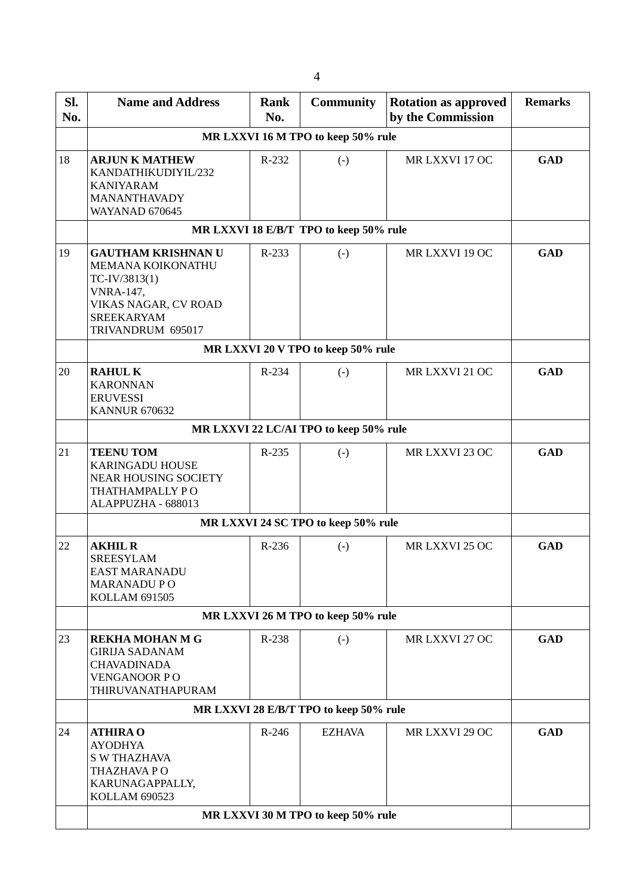| Sl. No. | Name and Address | Rank No. | Community | Rotation as approved by the Commission | Remarks |
|---|---|---|---|---|---|
| | MR LXXVI 16 M TPO to keep 50% rule | | | | |
| 18 | **ARJUN K MATHEW**<br>KANDATHIKUDIYIL/232<br>KANIYARAM<br>MANANTHAVADY<br>WAYANAD 670645 | R-232 | (-) | MR LXXVI 17 OC | **GAD** |
| | MR LXXVI 18 E/B/T TPO to keep 50% rule | | | | |
| 19 | **GAUTHAM KRISHNAN U**<br>MEMANA KOIKONATHU<br>TC-IV/3813(1)<br>VNRA-147,<br>VIKAS NAGAR, CV ROAD<br>SREEKARYAM<br>TRIVANDRUM 695017 | R-233 | (-) | MR LXXVI 19 OC | **GAD** |
| | MR LXXVI 20 V TPO to keep 50% rule | | | | |
| 20 | **RAHUL K**<br>KARONNAN<br>ERUVESSI<br>KANNUR 670632 | R-234 | (-) | MR LXXVI 21 OC | **GAD** |
| | MR LXXVI 22 LC/AI TPO to keep 50% rule | | | | |
| 21 | **TEENU TOM**<br>KARINGADU HOUSE<br>NEAR HOUSING SOCIETY<br>THATHAMPALLY P O<br>ALAPPUZHA - 688013 | R-235 | (-) | MR LXXVI 23 OC | **GAD** |
| | MR LXXVI 24 SC TPO to keep 50% rule | | | | |
| 22 | **AKHIL R**<br>SREESYLAM<br>EAST MARANADU<br>MARANADU P O<br>KOLLAM 691505 | R-236 | (-) | MR LXXVI 25 OC | **GAD** |
| | MR LXXVI 26 M TPO to keep 50% rule | | | | |
| 23 | **REKHA MOHAN M G**<br>GIRIJA SADANAM<br>CHAVADINADA<br>VENGANOOR P O<br>THIRUVANATHAPURAM | R-238 | (-) | MR LXXVI 27 OC | **GAD** |
| | MR LXXVI 28 E/B/T TPO to keep 50% rule | | | | |
| 24 | **ATHIRA O**<br>AYODHYA<br>S W THAZHAVA<br>THAZHAVA P O<br>KARUNAGAPPALLY,<br>KOLLAM 690523 | R-246 | EZHAVA | MR LXXVI 29 OC | **GAD** |
| | MR LXXVI 30 M TPO to keep 50% rule | | | | |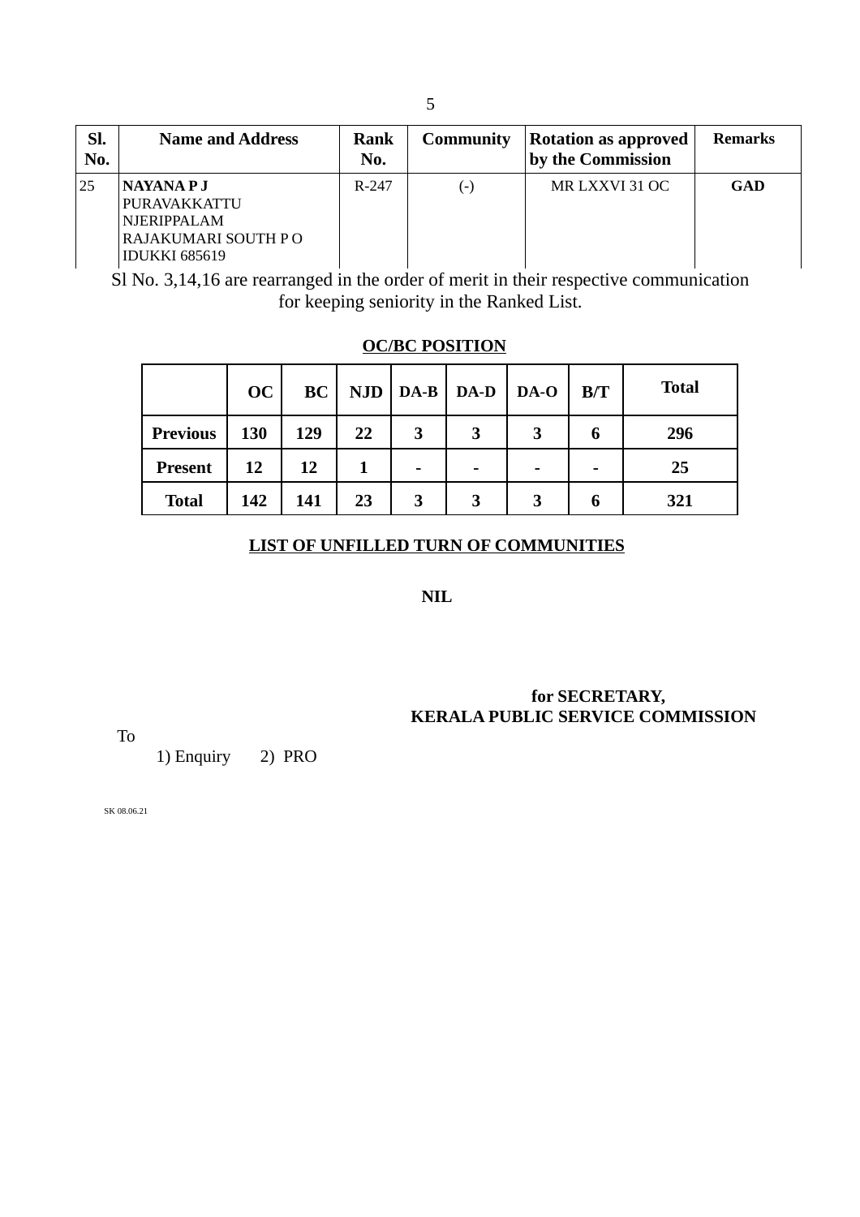| Sl. No. | Name and Address | Rank No. | Community | Rotation as approved by the Commission | Remarks |
|---|---|---|---|---|---|
| 25 | **NAYANA P J** PURAVAKKATTU NJERIPPALAM RAJAKUMARI SOUTH P O IDUKKI 685619 | R-247 | (-) | MR LXXVI 31 OC | **GAD** |

Sl No. 3,14,16 are rearranged in the order of merit in their respective communication for keeping seniority in the Ranked List.

**OC/BC POSITION**

| | OC | BC | NJD | DA-B | DA-D | DA-O | B/T | Total |
|---|---|---|---|---|---|---|---|---|
| **Previous** | **130** | **129** | **22** | **3** | **3** | **3** | **6** | **296** |
| **Present** | **12** | **12** | **1** | **-** | **-** | **-** | **-** | **25** |
| **Total** | **142** | **141** | **23** | **3** | **3** | **3** | **6** | **321** |

**LIST OF UNFILLED TURN OF COMMUNITIES**

**NIL**

**for SECRETARY,**
**KERALA PUBLIC SERVICE COMMISSION**

To

1) Enquiry 2) PRO

SK 08.06.21